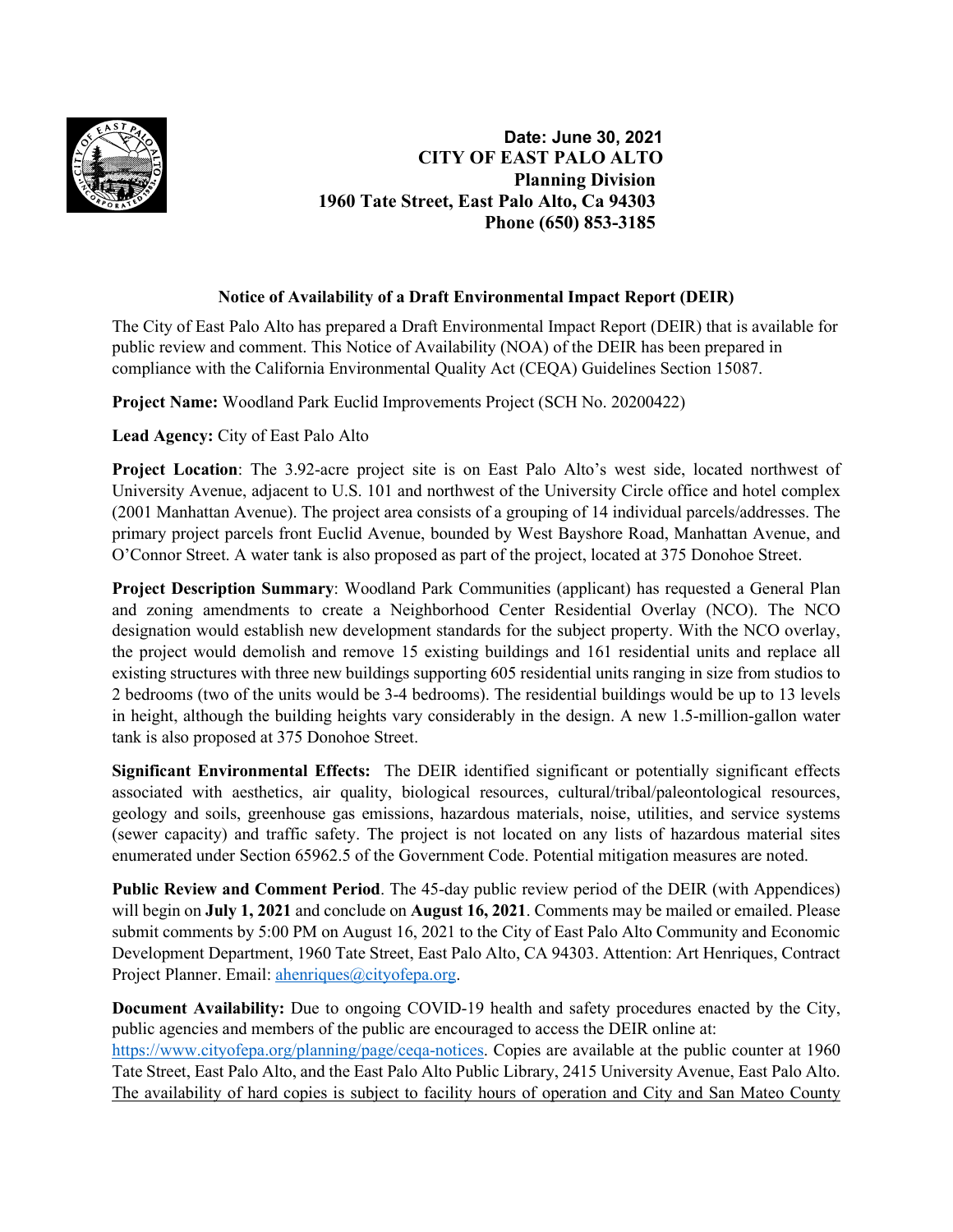**Date: June 30, 2021**
**CITY OF EAST PALO ALTO**
**Planning Division**
**1960 Tate Street, East Palo Alto, Ca 94303**
**Phone (650) 853-3185**

## Notice of Availability of a Draft Environmental Impact Report (DEIR)

The City of East Palo Alto has prepared a Draft Environmental Impact Report (DEIR) that is available for public review and comment. This Notice of Availability (NOA) of the DEIR has been prepared in compliance with the California Environmental Quality Act (CEQA) Guidelines Section 15087.

**Project Name:** Woodland Park Euclid Improvements Project (SCH No. 20200422)

**Lead Agency:** City of East Palo Alto

**Project Location**: The 3.92-acre project site is on East Palo Alto's west side, located northwest of University Avenue, adjacent to U.S. 101 and northwest of the University Circle office and hotel complex (2001 Manhattan Avenue). The project area consists of a grouping of 14 individual parcels/addresses. The primary project parcels front Euclid Avenue, bounded by West Bayshore Road, Manhattan Avenue, and O'Connor Street. A water tank is also proposed as part of the project, located at 375 Donohoe Street.

**Project Description Summary**: Woodland Park Communities (applicant) has requested a General Plan and zoning amendments to create a Neighborhood Center Residential Overlay (NCO). The NCO designation would establish new development standards for the subject property. With the NCO overlay, the project would demolish and remove 15 existing buildings and 161 residential units and replace all existing structures with three new buildings supporting 605 residential units ranging in size from studios to 2 bedrooms (two of the units would be 3-4 bedrooms). The residential buildings would be up to 13 levels in height, although the building heights vary considerably in the design. A new 1.5-million-gallon water tank is also proposed at 375 Donohoe Street.

**Significant Environmental Effects:** The DEIR identified significant or potentially significant effects associated with aesthetics, air quality, biological resources, cultural/tribal/paleontological resources, geology and soils, greenhouse gas emissions, hazardous materials, noise, utilities, and service systems (sewer capacity) and traffic safety. The project is not located on any lists of hazardous material sites enumerated under Section 65962.5 of the Government Code. Potential mitigation measures are noted.

**Public Review and Comment Period**. The 45-day public review period of the DEIR (with Appendices) will begin on **July 1, 2021** and conclude on **August 16, 2021**. Comments may be mailed or emailed. Please submit comments by 5:00 PM on August 16, 2021 to the City of East Palo Alto Community and Economic Development Department, 1960 Tate Street, East Palo Alto, CA 94303. Attention: Art Henriques, Contract Project Planner. Email: ahenriques@cityofepa.org.

**Document Availability:** Due to ongoing COVID-19 health and safety procedures enacted by the City, public agencies and members of the public are encouraged to access the DEIR online at: https://www.cityofepa.org/planning/page/ceqa-notices. Copies are available at the public counter at 1960 Tate Street, East Palo Alto, and the East Palo Alto Public Library, 2415 University Avenue, East Palo Alto. The availability of hard copies is subject to facility hours of operation and City and San Mateo County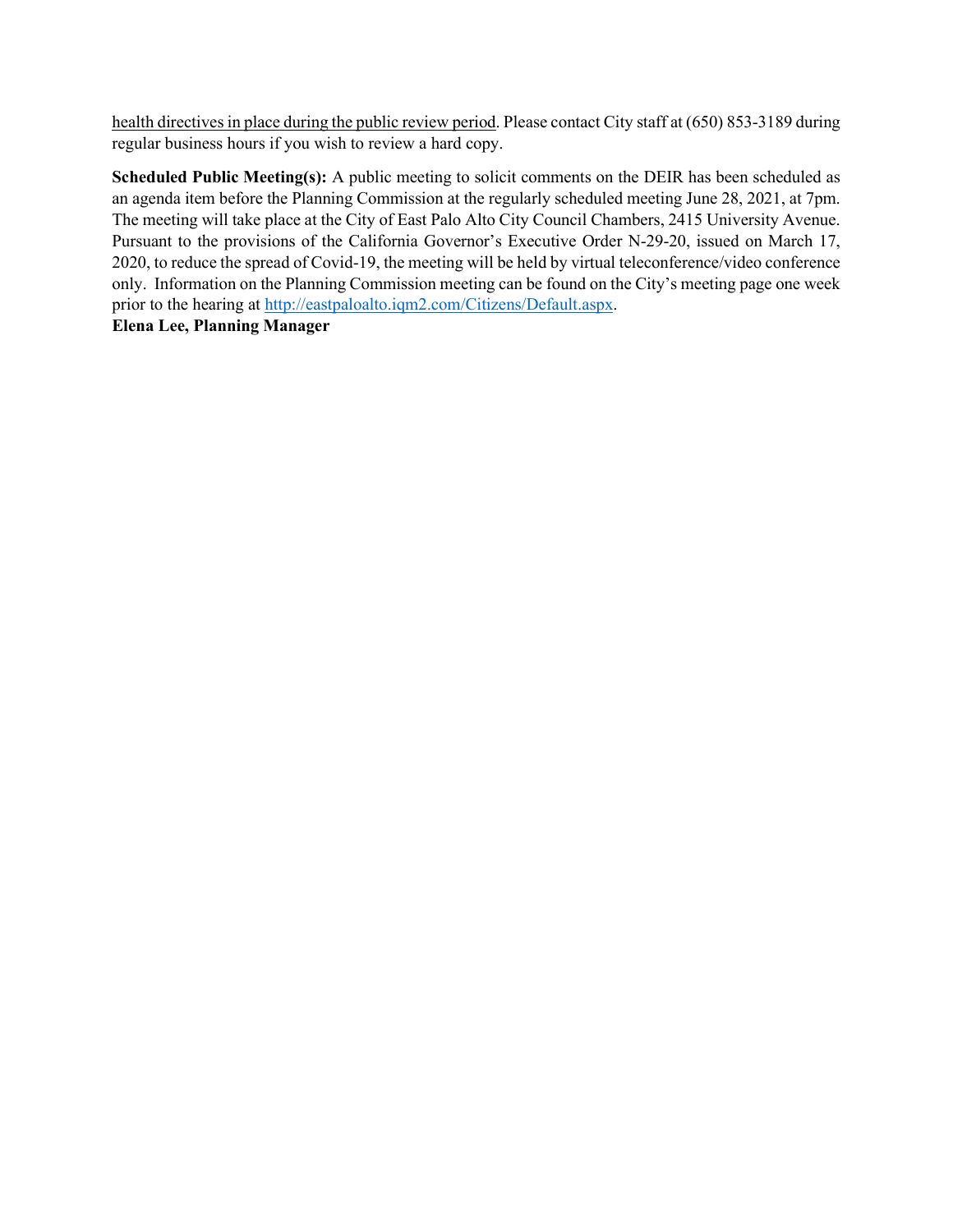health directives in place during the public review period. Please contact City staff at (650) 853-3189 during regular business hours if you wish to review a hard copy.

**Scheduled Public Meeting(s):** A public meeting to solicit comments on the DEIR has been scheduled as an agenda item before the Planning Commission at the regularly scheduled meeting June 28, 2021, at 7pm. The meeting will take place at the City of East Palo Alto City Council Chambers, 2415 University Avenue. Pursuant to the provisions of the California Governor's Executive Order N-29-20, issued on March 17, 2020, to reduce the spread of Covid-19, the meeting will be held by virtual teleconference/video conference only. Information on the Planning Commission meeting can be found on the City's meeting page one week prior to the hearing at http://eastpaloalto.iqm2.com/Citizens/Default.aspx.

**Elena Lee, Planning Manager**